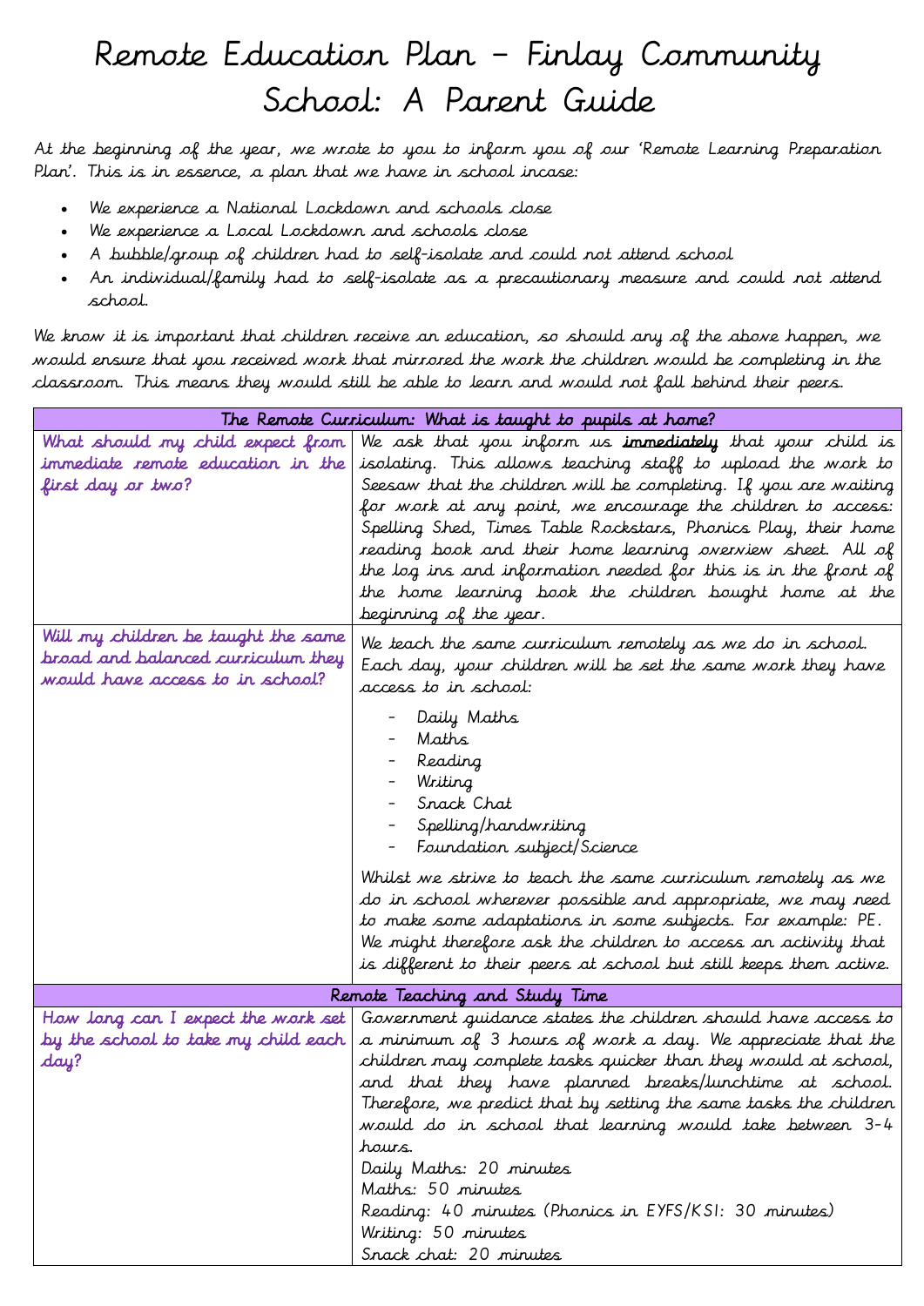# Remote Education Plan – Finlay Community School: A Parent Guide

At the beginning of the year, we wrote to you to inform you of our 'Remote Learning Preparation Plan'. This is in essence, a plan that we have in school incase:

- We experience a National Lockdown and schools close
- We experience a Local Lockdown and schools close
- A bubble/group of children had to self-isolate and could not attend school
- An individual/family had to self-isolate as a precautionary measure and could not attend school.

We know it is important that children receive an education, so should any of the above happen, we would ensure that you received work that mirrored the work the children would be completing in the classroom. This means they would still be able to learn and would not fall behind their peers.

| The Remote Curriculum: What is taught to pupils at home? | |
|---|---|
| What should my child expect from immediate remote education in the first day or two? | We ask that you inform us **immediately** that your child is isolating. This allows teaching staff to upload the work to Seesaw that the children will be completing. If you are waiting for work at any point, we encourage the children to access: Spelling Shed, Times Table Rockstars, Phonics Play, their home reading book and their home learning overview sheet. All of the log ins and information needed for this is in the front of the home learning book the children bought home at the beginning of the year. |
| Will my children be taught the same broad and balanced curriculum they would have access to in school? | We teach the same curriculum remotely as we do in school. Each day, your children will be set the same work they have access to in school:<br>- Daily Maths<br>- Maths<br>- Reading<br>- Writing<br>- Snack Chat<br>- Spelling/handwriting<br>- Foundation subject/Science<br><br>Whilst we strive to teach the same curriculum remotely as we do in school wherever possible and appropriate, we may need to make some adaptations in some subjects. For example: PE. We might therefore ask the children to access an activity that is different to their peers at school but still keeps them active. |
| **Remote Teaching and Study Time** | |
| How long can I expect the work set by the school to take my child each day? | Government guidance states the children should have access to a minimum of 3 hours of work a day. We appreciate that the children may complete tasks quicker than they would at school, and that they have planned breaks/lunchtime at school. Therefore, we predict that by setting the same tasks the children would do in school that learning would take between 3-4 hours.<br>Daily Maths: 20 minutes<br>Maths: 50 minutes<br>Reading: 40 minutes (Phonics in EYFS/KS1: 30 minutes)<br>Writing: 50 minutes<br>Snack chat: 20 minutes |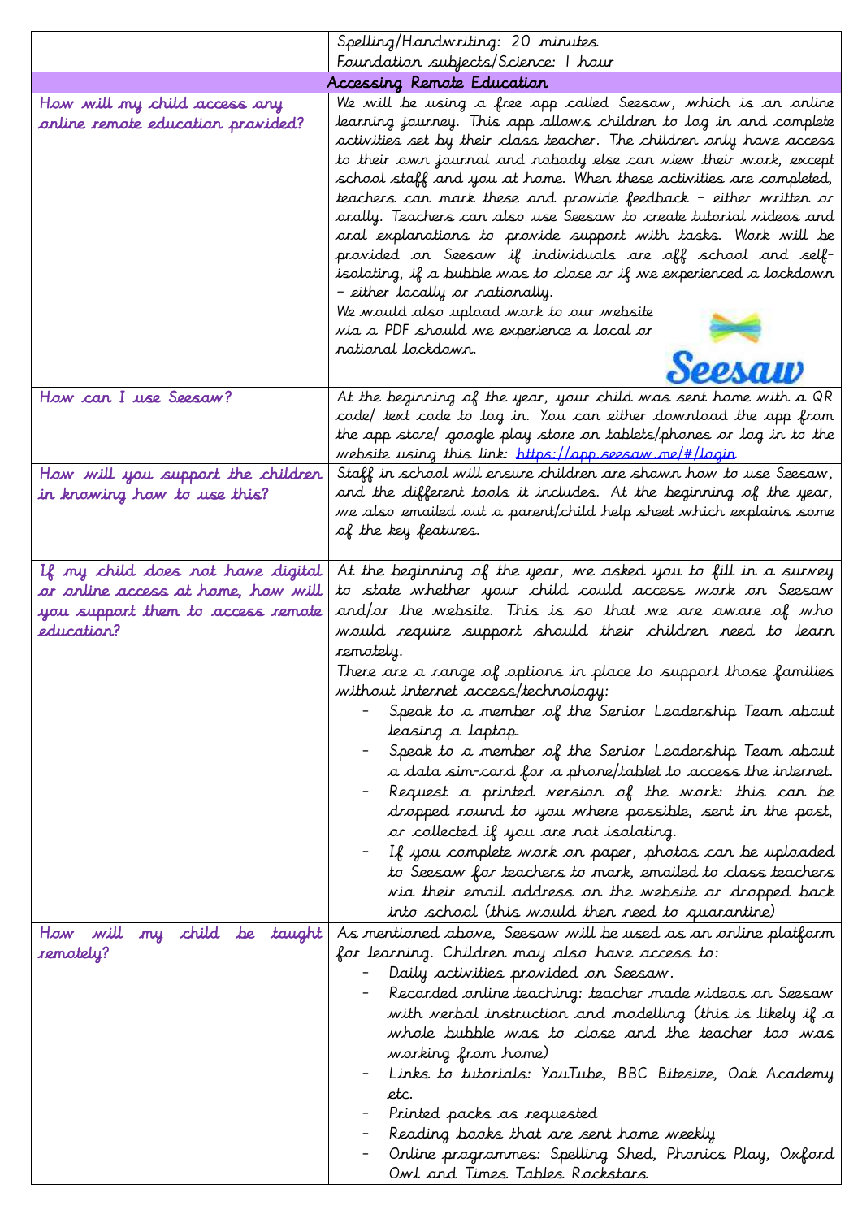| | |
|---|---|
| | Spelling/Handwriting: 20 minutes<br>Foundation subjects/Science: 1 hour |
| **Accessing Remote Education** | |
| How will my child access any online remote education provided? | We will be using a free app called Seesaw, which is an online learning journey. This app allows children to log in and complete activities set by their class teacher. The children only have access to their own journal and nobody else can view their work, except school staff and you at home. When these activities are completed, teachers can mark these and provide feedback – either written or orally. Teachers can also use Seesaw to create tutorial videos and oral explanations to provide support with tasks. Work will be provided on Seesaw if individuals are off school and self-isolating, if a bubble was to close or if we experienced a lockdown – either locally or nationally.<br>We would also upload work to our website via a PDF should we experience a local or national lockdown. |
| How can I use Seesaw? | At the beginning of the year, your child was sent home with a QR code/ text code to log in. You can either download the app from the app store/ google play store on tablets/phones or log in to the website using this link: https://app.seesaw.me/#/login |
| How will you support the children in knowing how to use this? | Staff in school will ensure children are shown how to use Seesaw, and the different tools it includes. At the beginning of the year, we also emailed out a parent/child help sheet which explains some of the key features. |
| If my child does not have digital or online access at home, how will you support them to access remote education? | At the beginning of the year, we asked you to fill in a survey to state whether your child could access work on Seesaw and/or the website. This is so that we are aware of who would require support should their children need to learn remotely.<br>There are a range of options in place to support those families without internet access/technology:<br>- Speak to a member of the Senior Leadership Team about leasing a laptop.<br>- Speak to a member of the Senior Leadership Team about a data sim-card for a phone/tablet to access the internet.<br>- Request a printed version of the work: this can be dropped round to you where possible, sent in the post, or collected if you are not isolating.<br>- If you complete work on paper, photos can be uploaded to Seesaw for teachers to mark, emailed to class teachers via their email address on the website or dropped back into school (this would then need to quarantine) |
| How will my child be taught remotely? | As mentioned above, Seesaw will be used as an online platform for learning. Children may also have access to:<br>- Daily activities provided on Seesaw.<br>- Recorded online teaching: teacher made videos on Seesaw with verbal instruction and modelling (this is likely if a whole bubble was to close and the teacher too was working from home)<br>- Links to tutorials: YouTube, BBC Bitesize, Oak Academy etc.<br>- Printed packs as requested<br>- Reading books that are sent home weekly<br>- Online programmes: Spelling Shed, Phonics Play, Oxford Owl and Times Tables Rockstars |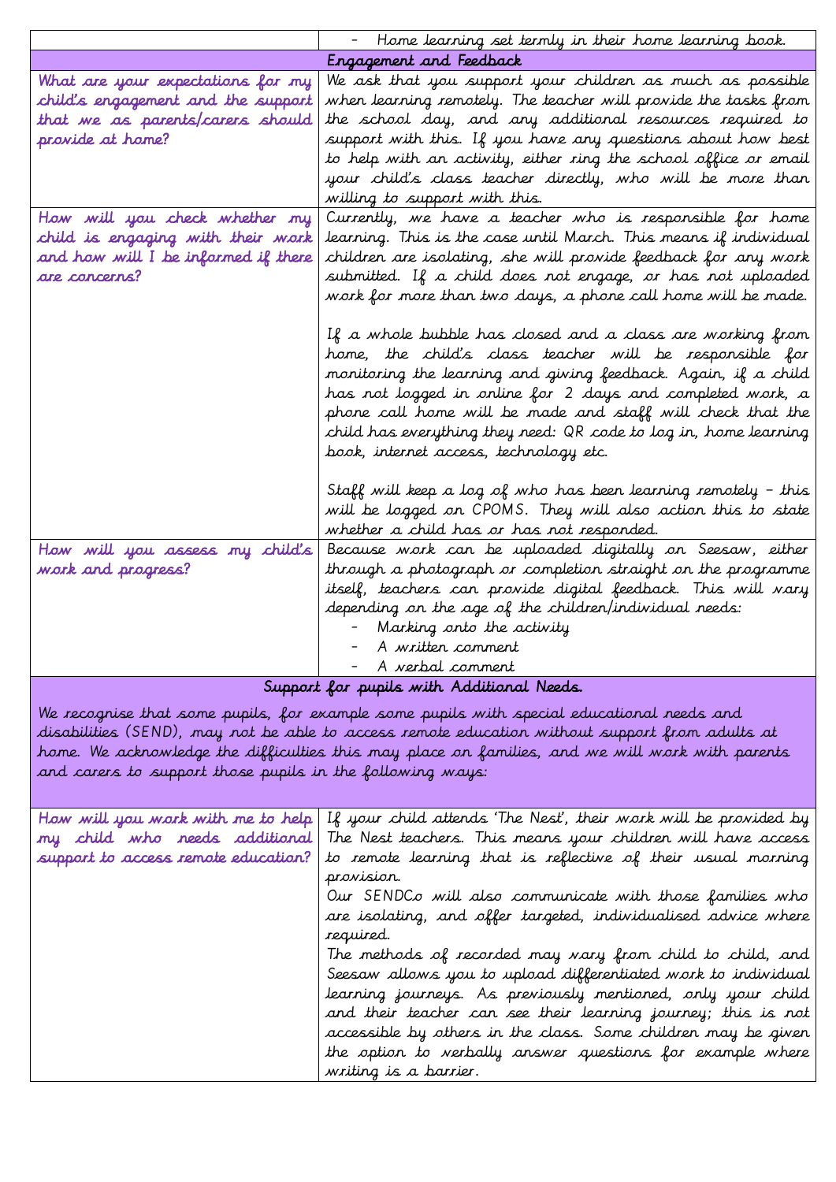| | |
|---|---|
| | - Home learning set termly in their home learning book. |

## Engagement and Feedback

| | |
|---|---|
| What are your expectations for my child's engagement and the support that we as parents/carers should provide at home? | We ask that you support your children as much as possible when learning remotely. The teacher will provide the tasks from the school day, and any additional resources required to support with this. If you have any questions about how best to help with an activity, either ring the school office or email your child's class teacher directly, who will be more than willing to support with this. |
| How will you check whether my child is engaging with their work and how will I be informed if there are concerns? | Currently, we have a teacher who is responsible for home learning. This is the case until March. This means if individual children are isolating, she will provide feedback for any work submitted. If a child does not engage, or has not uploaded work for more than two days, a phone call home will be made.<br><br>If a whole bubble has closed and a class are working from home, the child's class teacher will be responsible for monitoring the learning and giving feedback. Again, if a child has not logged in online for 2 days and completed work, a phone call home will be made and staff will check that the child has everything they need: QR code to log in, home learning book, internet access, technology etc.<br><br>Staff will keep a log of who has been learning remotely – this will be logged on CPOMS. They will also action this to state whether a child has or has not responded. |
| How will you assess my child's work and progress? | Because work can be uploaded digitally on Seesaw, either through a photograph or completion straight on the programme itself, teachers can provide digital feedback. This will vary depending on the age of the children/individual needs:<br>- Marking onto the activity<br>- A written comment<br>- A verbal comment |

## Support for pupils with Additional Needs.

We recognise that some pupils, for example some pupils with special educational needs and disabilities (SEND), may not be able to access remote education without support from adults at home. We acknowledge the difficulties this may place on families, and we will work with parents and carers to support those pupils in the following ways:

| | |
|---|---|
| How will you work with me to help my child who needs additional support to access remote education? | If your child attends 'The Nest', their work will be provided by The Nest teachers. This means your children will have access to remote learning that is reflective of their usual morning provision.<br>Our SENDCo will also communicate with those families who are isolating, and offer targeted, individualised advice where required.<br>The methods of recorded may vary from child to child, and Seesaw allows you to upload differentiated work to individual learning journeys. As previously mentioned, only your child and their teacher can see their learning journey; this is not accessible by others in the class. Some children may be given the option to verbally answer questions for example where writing is a barrier. |